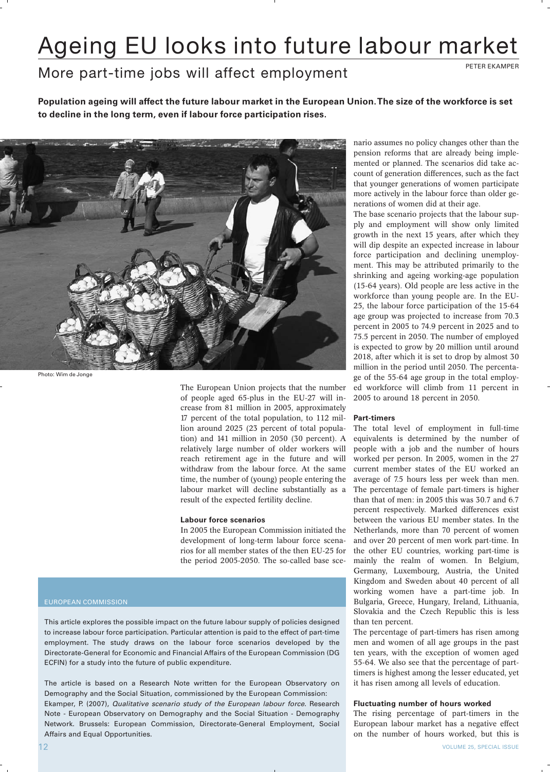# Ageing EU looks into future labour market

## More part-time jobs will affect employment

PETER EKAMPER

**Population ageing will affect the future labour market in the European Union. The size of the workforce is set to decline in the long term, even if labour force participation rises.**

Photo: Wim de Jonge

The European Union projects that the number of people aged 65-plus in the EU-27 will increase from 81 million in 2005, approximately 17 percent of the total population, to 112 million around 2025 (23 percent of total population) and 141 million in 2050 (30 percent). A relatively large number of older workers will reach retirement age in the future and will withdraw from the labour force. At the same time, the number of (young) people entering the labour market will decline substantially as a result of the expected fertility decline.

### Labour force scenarios

In 2005 the European Commission initiated the development of long-term labour force scenarios for all member states of the then EU-25 for the period 2005-2050. The so-called base scenario assumes no policy changes other than the pension reforms that are already being implemented or planned. The scenarios did take account of generation differences, such as the fact that younger generations of women participate more actively in the labour force than older generations of women did at their age.

The base scenario projects that the labour supply and employment will show only limited growth in the next 15 years, after which they will dip despite an expected increase in labour force participation and declining unemployment. This may be attributed primarily to the shrinking and ageing working-age population (15-64 years). Old people are less active in the workforce than young people are. In the EU-25, the labour force participation of the 15-64 age group was projected to increase from 70.3 percent in 2005 to 74.9 percent in 2025 and to 75.5 percent in 2050. The number of employed is expected to grow by 20 million until around 2018, after which it is set to drop by almost 30 million in the period until 2050. The percentage of the 55-64 age group in the total employed workforce will climb from 11 percent in 2005 to around 18 percent in 2050.

### Part-timers

The total level of employment in full-time equivalents is determined by the number of people with a job and the number of hours worked per person. In 2005, women in the 27 current member states of the EU worked an average of 7.5 hours less per week than men. The percentage of female part-timers is higher than that of men: in 2005 this was 30.7 and 6.7 percent respectively. Marked differences exist between the various EU member states. In the Netherlands, more than 70 percent of women and over 20 percent of men work part-time. In the other EU countries, working part-time is mainly the realm of women. In Belgium, Germany, Luxembourg, Austria, the United Kingdom and Sweden about 40 percent of all working women have a part-time job. In Bulgaria, Greece, Hungary, Ireland, Lithuania, Slovakia and the Czech Republic this is less than ten percent.

The percentage of part-timers has risen among men and women of all age groups in the past ten years, with the exception of women aged 55-64. We also see that the percentage of part-timers is highest among the lesser educated, yet it has risen among all levels of education.

### Fluctuating number of hours worked

The rising percentage of part-timers in the European labour market has a negative effect on the number of hours worked, but this is

---

EUROPEAN COMMISSION

This article explores the possible impact on the future labour supply of policies designed to increase labour force participation. Particular attention is paid to the effect of part-time employment. The study draws on the labour force scenarios developed by the Directorate-General for Economic and Financial Affairs of the European Commission (DG ECFIN) for a study into the future of public expenditure.

The article is based on a Research Note written for the European Observatory on Demography and the Social Situation, commissioned by the European Commission: Ekamper, P. (2007), *Qualitative scenario study of the European labour force*. Research Note - European Observatory on Demography and the Social Situation - Demography Network. Brussels: European Commission, Directorate-General Employment, Social Affairs and Equal Opportunities.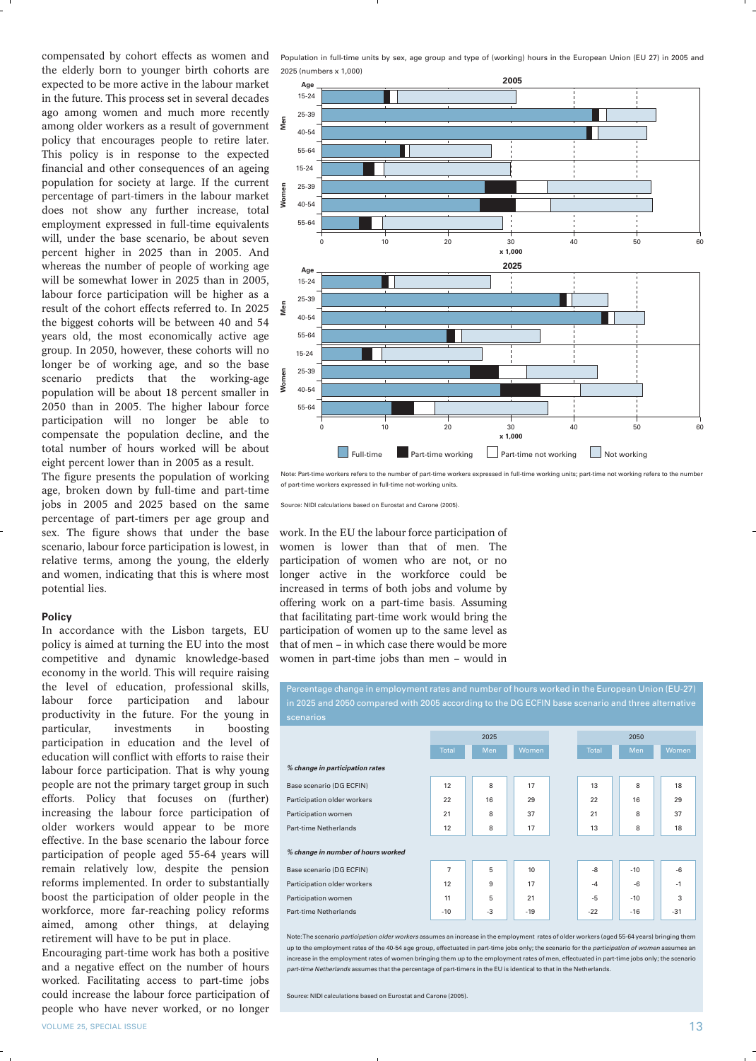compensated by cohort effects as women and the elderly born to younger birth cohorts are expected to be more active in the labour market in the future. This process set in several decades ago among women and much more recently among older workers as a result of government policy that encourages people to retire later. This policy is in response to the expected financial and other consequences of an ageing population for society at large. If the current percentage of part-timers in the labour market does not show any further increase, total employment expressed in full-time equivalents will, under the base scenario, be about seven percent higher in 2025 than in 2005. And whereas the number of people of working age will be somewhat lower in 2025 than in 2005, labour force participation will be higher as a result of the cohort effects referred to. In 2025 the biggest cohorts will be between 40 and 54 years old, the most economically active age group. In 2050, however, these cohorts will no longer be of working age, and so the base scenario predicts that the working-age population will be about 18 percent smaller in 2050 than in 2005. The higher labour force participation will no longer be able to compensate the population decline, and the total number of hours worked will be about eight percent lower than in 2005 as a result.

The figure presents the population of working age, broken down by full-time and part-time jobs in 2005 and 2025 based on the same percentage of part-timers per age group and sex. The figure shows that under the base scenario, labour force participation is lowest, in relative terms, among the young, the elderly and women, indicating that this is where most potential lies.

Population in full-time units by sex, age group and type of (working) hours in the European Union (EU 27) in 2005 and 2025 (numbers x 1,000)

Note: Part-time workers refers to the number of part-time workers expressed in full-time working units; part-time not working refers to the number of part-time workers expressed in full-time not-working units.

Source: NIDI calculations based on Eurostat and Carone (2005).

## Policy

In accordance with the Lisbon targets, EU policy is aimed at turning the EU into the most competitive and dynamic knowledge-based economy in the world. This will require raising the level of education, professional skills, labour force participation and labour productivity in the future. For the young in particular, investments in boosting participation in education and the level of education will conflict with efforts to raise their labour force participation. That is why young people are not the primary target group in such efforts. Policy that focuses on (further) increasing the labour force participation of older workers would appear to be more effective. In the base scenario the labour force participation of people aged 55-64 years will remain relatively low, despite the pension reforms implemented. In order to substantially boost the participation of older people in the workforce, more far-reaching policy reforms aimed, among other things, at delaying retirement will have to be put in place.

Encouraging part-time work has both a positive and a negative effect on the number of hours worked. Facilitating access to part-time jobs could increase the labour force participation of people who have never worked, or no longer work. In the EU the labour force participation of women is lower than that of men. The participation of women who are not, or no longer active in the workforce could be increased in terms of both jobs and volume by offering work on a part-time basis. Assuming that facilitating part-time work would bring the participation of women up to the same level as that of men – in which case there would be more women in part-time jobs than men – would in

Percentage change in employment rates and number of hours worked in the European Union (EU-27) in 2025 and 2050 compared with 2005 according to the DG ECFIN base scenario and three alternative scenarios

| | 2025 | | | 2050 | | |
|---|---|---|---|---|---|---|
| | Total | Men | Women | Total | Men | Women |
| *% change in participation rates* | | | | | | |
| Base scenario (DG ECFIN) | 12 | 8 | 17 | 13 | 8 | 18 |
| Participation older workers | 22 | 16 | 29 | 22 | 16 | 29 |
| Participation women | 21 | 8 | 37 | 21 | 8 | 37 |
| Part-time Netherlands | 12 | 8 | 17 | 13 | 8 | 18 |
| *% change in number of hours worked* | | | | | | |
| Base scenario (DG ECFIN) | 7 | 5 | 10 | -8 | -10 | -6 |
| Participation older workers | 12 | 9 | 17 | -4 | -6 | -1 |
| Participation women | 11 | 5 | 21 | -5 | -10 | 3 |
| Part-time Netherlands | -10 | -3 | -19 | -22 | -16 | -31 |

Note: The scenario *participation older workers* assumes an increase in the employment rates of older workers (aged 55-64 years) bringing them up to the employment rates of the 40-54 age group, effectuated in part-time jobs only; the scenario for the *participation of women* assumes an increase in the employment rates of women bringing them up to the employment rates of men, effectuated in part-time jobs only; the scenario *part-time Netherlands* assumes that the percentage of part-timers in the EU is identical to that in the Netherlands.

Source: NIDI calculations based on Eurostat and Carone (2005).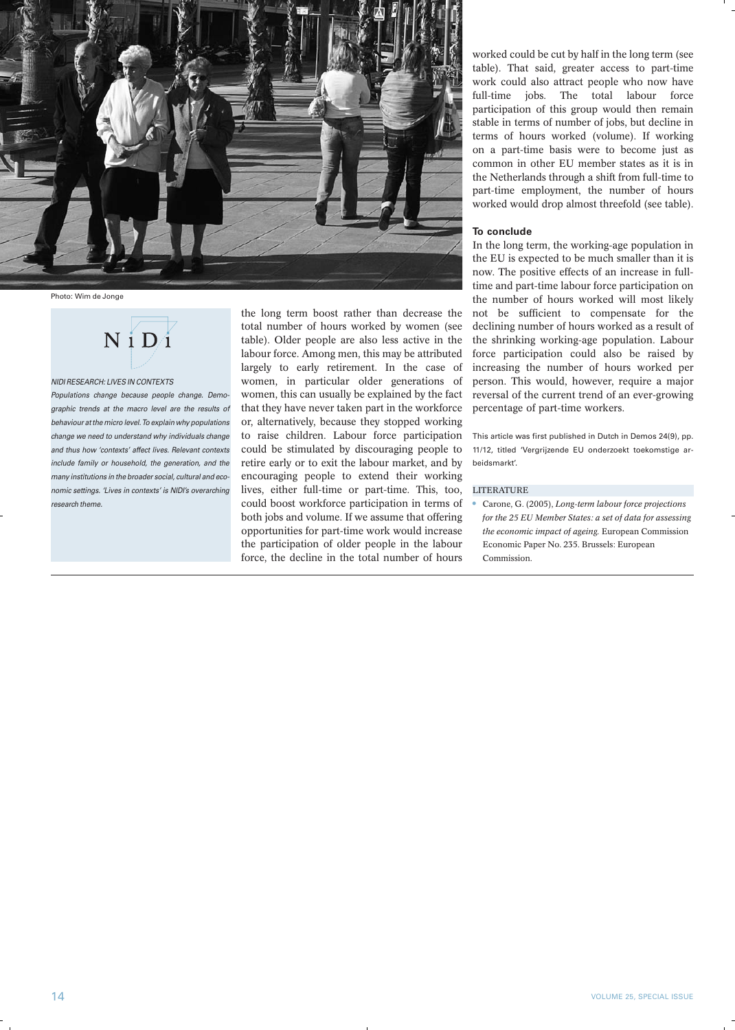Photo: Wim de Jonge

NiDi

*NIDI RESEARCH: LIVES IN CONTEXTS*

*Populations change because people change. Demographic trends at the macro level are the results of behaviour at the micro level. To explain why populations change we need to understand why individuals change and thus how 'contexts' affect lives. Relevant contexts include family or household, the generation, and the many institutions in the broader social, cultural and economic settings. 'Lives in contexts' is NIDI's overarching research theme.*

the long term boost rather than decrease the total number of hours worked by women (see table). Older people are also less active in the labour force. Among men, this may be attributed largely to early retirement. In the case of women, in particular older generations of women, this can usually be explained by the fact that they have never taken part in the workforce or, alternatively, because they stopped working to raise children. Labour force participation could be stimulated by discouraging people to retire early or to exit the labour market, and by encouraging people to extend their working lives, either full-time or part-time. This, too, could boost workforce participation in terms of both jobs and volume. If we assume that offering opportunities for part-time work would increase the participation of older people in the labour force, the decline in the total number of hours worked could be cut by half in the long term (see table). That said, greater access to part-time work could also attract people who now have full-time jobs. The total labour force participation of this group would then remain stable in terms of number of jobs, but decline in terms of hours worked (volume). If working on a part-time basis were to become just as common in other EU member states as it is in the Netherlands through a shift from full-time to part-time employment, the number of hours worked would drop almost threefold (see table).

**To conclude**

In the long term, the working-age population in the EU is expected to be much smaller than it is now. The positive effects of an increase in full-time and part-time labour force participation on the number of hours worked will most likely not be sufficient to compensate for the declining number of hours worked as a result of the shrinking working-age population. Labour force participation could also be raised by increasing the number of hours worked per person. This would, however, require a major reversal of the current trend of an ever-growing percentage of part-time workers.

This article was first published in Dutch in Demos 24(9), pp. 11/12, titled 'Vergrijzende EU onderzoekt toekomstige arbeidsmarkt'.

LITERATURE

- Carone, G. (2005), *Long-term labour force projections for the 25 EU Member States: a set of data for assessing the economic impact of ageing.* European Commission Economic Paper No. 235. Brussels: European Commission.